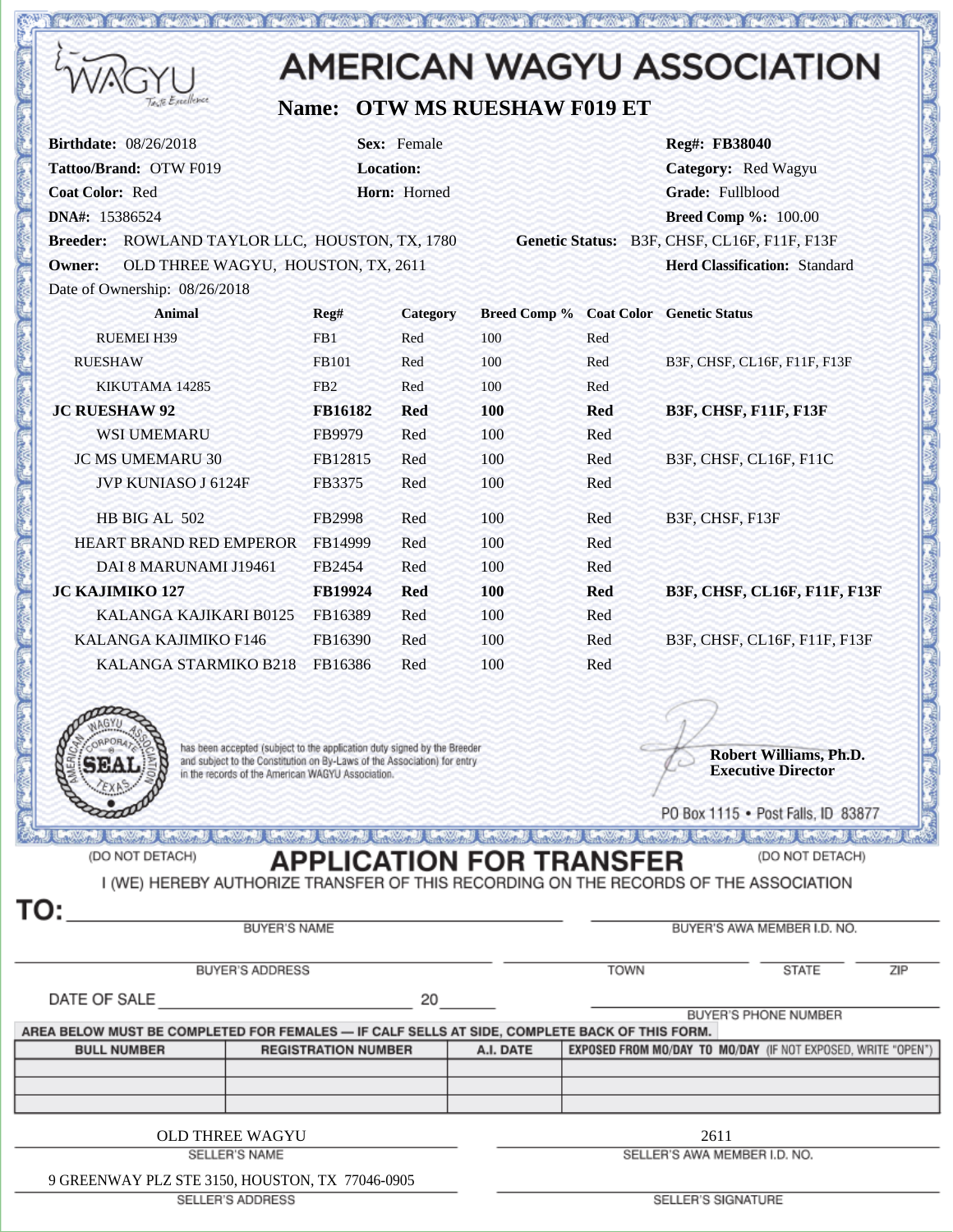# AMERICAN WAGYU ASSOCIATION

WAGYU — Taste Excellence

## Name: OTW MS RUESHAW F019 ET

**Birthdate:** 08/26/2018 **Sex:** Female **Reg#:** FB38040

**Tattoo/Brand:** OTW F019 **Location:** **Category:** Red Wagyu

**Coat Color:** Red **Horn:** Horned **Grade:** Fullblood

**DNA#:** 15386524 **Breed Comp %:** 100.00

**Breeder:** ROWLAND TAYLOR LLC, HOUSTON, TX, 1780 **Genetic Status:** B3F, CHSF, CL16F, F11F, F13F

**Owner:** OLD THREE WAGYU, HOUSTON, TX, 2611 **Herd Classification:** Standard

Date of Ownership: 08/26/2018

| Animal | Reg# | Category | Breed Comp % | Coat Color | Genetic Status |
|---|---|---|---|---|---|
| RUEMEI H39 | FB1 | Red | 100 | Red | |
| RUESHAW | FB101 | Red | 100 | Red | B3F, CHSF, CL16F, F11F, F13F |
| KIKUTAMA 14285 | FB2 | Red | 100 | Red | |
| **JC RUESHAW 92** | **FB16182** | **Red** | **100** | **Red** | **B3F, CHSF, F11F, F13F** |
| WSI UMEMARU | FB9979 | Red | 100 | Red | |
| JC MS UMEMARU 30 | FB12815 | Red | 100 | Red | B3F, CHSF, CL16F, F11C |
| JVP KUNIASO J 6124F | FB3375 | Red | 100 | Red | |
| HB BIG AL 502 | FB2998 | Red | 100 | Red | B3F, CHSF, F13F |
| HEART BRAND RED EMPEROR | FB14999 | Red | 100 | Red | |
| DAI 8 MARUNAMI J19461 | FB2454 | Red | 100 | Red | |
| **JC KAJIMIKO 127** | **FB19924** | **Red** | **100** | **Red** | **B3F, CHSF, CL16F, F11F, F13F** |
| KALANGA KAJIKARI B0125 | FB16389 | Red | 100 | Red | |
| KALANGA KAJIMIKO F146 | FB16390 | Red | 100 | Red | B3F, CHSF, CL16F, F11F, F13F |
| KALANGA STARMIKO B218 | FB16386 | Red | 100 | Red | |

AMERICAN WAGYU ASSOCIATION CORPORATE SEAL TEXAS

has been accepted (subject to the application duly signed by the Breeder and subject to the Constitution on By-Laws of the Association) for entry in the records of the American WAGYU Association.

**Robert Williams, Ph.D.**
**Executive Director**

PO Box 1115 • Post Falls, ID 83877

---

(DO NOT DETACH) **APPLICATION FOR TRANSFER** (DO NOT DETACH)

I (WE) HEREBY AUTHORIZE TRANSFER OF THIS RECORDING ON THE RECORDS OF THE ASSOCIATION

**TO:** ______________________ BUYER'S NAME ______________________ BUYER'S AWA MEMBER I.D. NO.

______________________ BUYER'S ADDRESS ______________ TOWN ________ STATE ________ ZIP

DATE OF SALE ______________________ 20______ ______________________ BUYER'S PHONE NUMBER

AREA BELOW MUST BE COMPLETED FOR FEMALES — IF CALF SELLS AT SIDE, COMPLETE BACK OF THIS FORM.

| BULL NUMBER | REGISTRATION NUMBER | A.I. DATE | EXPOSED FROM MO/DAY TO MO/DAY (IF NOT EXPOSED, WRITE "OPEN") |
|---|---|---|---|
| | | | |
| | | | |
| | | | |

OLD THREE WAGYU — SELLER'S NAME

2611 — SELLER'S AWA MEMBER I.D. NO.

9 GREENWAY PLZ STE 3150, HOUSTON, TX 77046-0905 — SELLER'S ADDRESS

______________________ SELLER'S SIGNATURE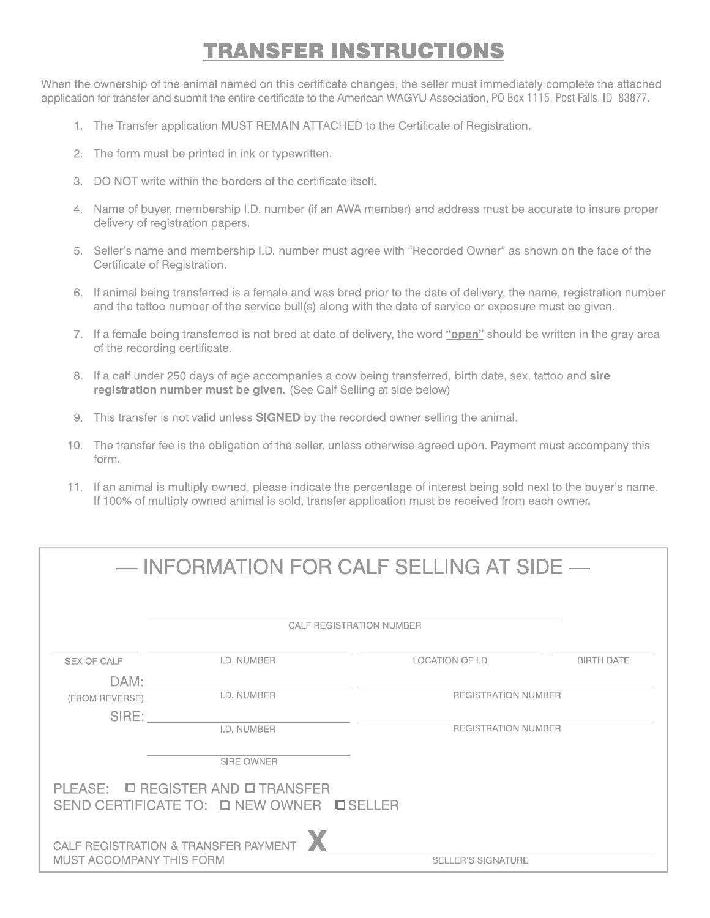# TRANSFER INSTRUCTIONS

When the ownership of the animal named on this certificate changes, the seller must immediately complete the attached application for transfer and submit the entire certificate to the American WAGYU Association, PO Box 1115, Post Falls, ID 83877.

1. The Transfer application MUST REMAIN ATTACHED to the Certificate of Registration.
2. The form must be printed in ink or typewritten.
3. DO NOT write within the borders of the certificate itself.
4. Name of buyer, membership I.D. number (if an AWA member) and address must be accurate to insure proper delivery of registration papers.
5. Seller's name and membership I.D. number must agree with "Recorded Owner" as shown on the face of the Certificate of Registration.
6. If animal being transferred is a female and was bred prior to the date of delivery, the name, registration number and the tattoo number of the service bull(s) along with the date of service or exposure must be given.
7. If a female being transferred is not bred at date of delivery, the word **"open"** should be written in the gray area of the recording certificate.
8. If a calf under 250 days of age accompanies a cow being transferred, birth date, sex, tattoo and **sire registration number must be given.** (See Calf Selling at side below)
9. This transfer is not valid unless **SIGNED** by the recorded owner selling the animal.
10. The transfer fee is the obligation of the seller, unless otherwise agreed upon. Payment must accompany this form.
11. If an animal is multiply owned, please indicate the percentage of interest being sold next to the buyer's name. If 100% of multiply owned animal is sold, transfer application must be received from each owner.

## — INFORMATION FOR CALF SELLING AT SIDE —

CALF REGISTRATION NUMBER: ____________________

| SEX OF CALF | I.D. NUMBER | LOCATION OF I.D. | BIRTH DATE |
| --- | --- | --- | --- |
| | | | |

DAM: (FROM REVERSE) ____________ I.D. NUMBER ____________ REGISTRATION NUMBER

SIRE: ____________ I.D. NUMBER ____________ REGISTRATION NUMBER

____________ SIRE OWNER

PLEASE: ☐ REGISTER AND ☐ TRANSFER

SEND CERTIFICATE TO: ☐ NEW OWNER ☐ SELLER

CALF REGISTRATION & TRANSFER PAYMENT MUST ACCOMPANY THIS FORM

X ____________________ SELLER'S SIGNATURE